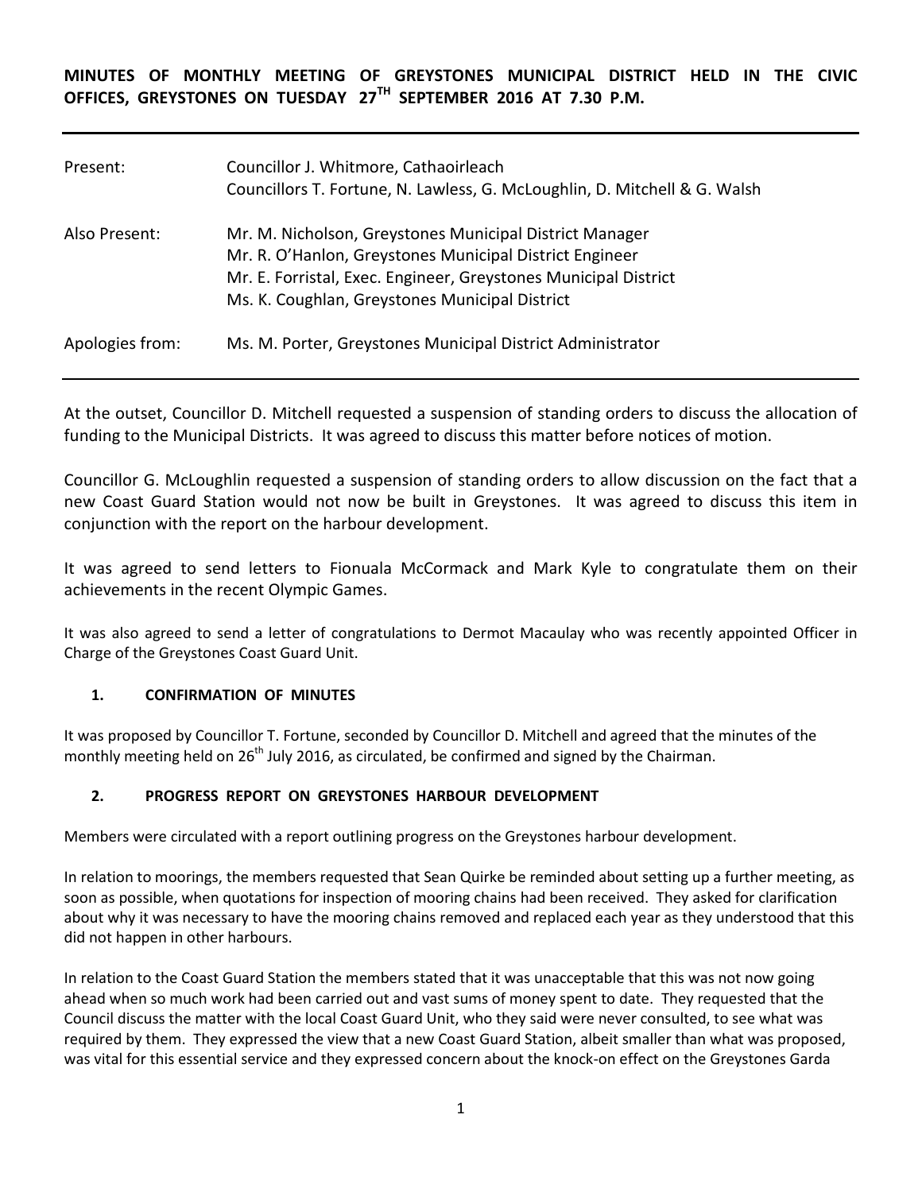**MINUTES OF MONTHLY MEETING OF GREYSTONES MUNICIPAL DISTRICT HELD IN THE CIVIC OFFICES, GREYSTONES ON TUESDAY 27TH SEPTEMBER 2016 AT 7.30 P.M.**

| | |
|---|---|
| Present: | Councillor J. Whitmore, Cathaoirleach<br>Councillors T. Fortune, N. Lawless, G. McLoughlin, D. Mitchell & G. Walsh |
| Also Present: | Mr. M. Nicholson, Greystones Municipal District Manager<br>Mr. R. O'Hanlon, Greystones Municipal District Engineer<br>Mr. E. Forristal, Exec. Engineer, Greystones Municipal District<br>Ms. K. Coughlan, Greystones Municipal District |
| Apologies from: | Ms. M. Porter, Greystones Municipal District Administrator |

At the outset, Councillor D. Mitchell requested a suspension of standing orders to discuss the allocation of funding to the Municipal Districts. It was agreed to discuss this matter before notices of motion.

Councillor G. McLoughlin requested a suspension of standing orders to allow discussion on the fact that a new Coast Guard Station would not now be built in Greystones. It was agreed to discuss this item in conjunction with the report on the harbour development.

It was agreed to send letters to Fionuala McCormack and Mark Kyle to congratulate them on their achievements in the recent Olympic Games.

It was also agreed to send a letter of congratulations to Dermot Macaulay who was recently appointed Officer in Charge of the Greystones Coast Guard Unit.

### 1. CONFIRMATION OF MINUTES

It was proposed by Councillor T. Fortune, seconded by Councillor D. Mitchell and agreed that the minutes of the monthly meeting held on 26th July 2016, as circulated, be confirmed and signed by the Chairman.

### 2. PROGRESS REPORT ON GREYSTONES HARBOUR DEVELOPMENT

Members were circulated with a report outlining progress on the Greystones harbour development.

In relation to moorings, the members requested that Sean Quirke be reminded about setting up a further meeting, as soon as possible, when quotations for inspection of mooring chains had been received. They asked for clarification about why it was necessary to have the mooring chains removed and replaced each year as they understood that this did not happen in other harbours.

In relation to the Coast Guard Station the members stated that it was unacceptable that this was not now going ahead when so much work had been carried out and vast sums of money spent to date. They requested that the Council discuss the matter with the local Coast Guard Unit, who they said were never consulted, to see what was required by them. They expressed the view that a new Coast Guard Station, albeit smaller than what was proposed, was vital for this essential service and they expressed concern about the knock-on effect on the Greystones Garda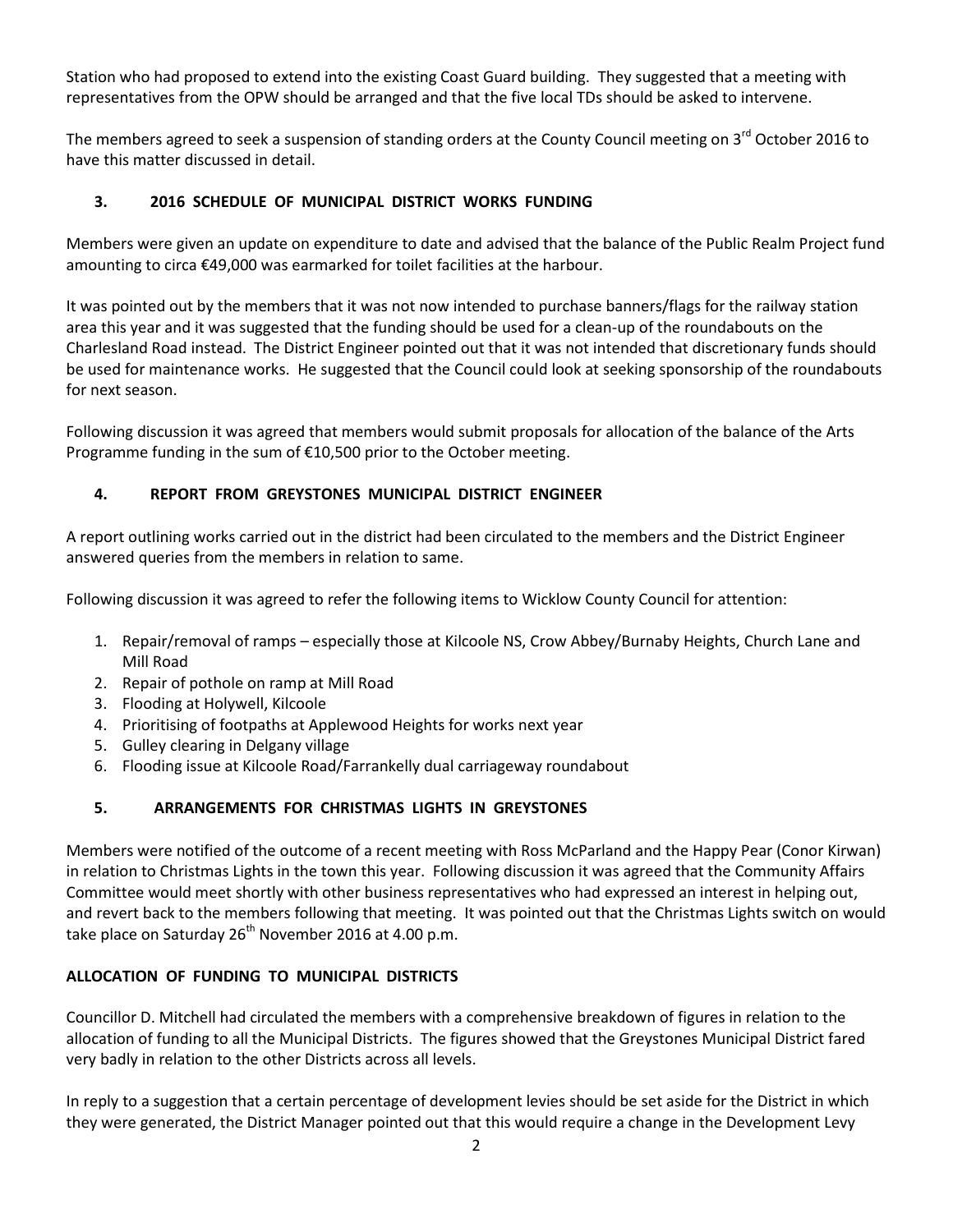Station who had proposed to extend into the existing Coast Guard building. They suggested that a meeting with representatives from the OPW should be arranged and that the five local TDs should be asked to intervene.

The members agreed to seek a suspension of standing orders at the County Council meeting on 3rd October 2016 to have this matter discussed in detail.

## 3. 2016 SCHEDULE OF MUNICIPAL DISTRICT WORKS FUNDING

Members were given an update on expenditure to date and advised that the balance of the Public Realm Project fund amounting to circa €49,000 was earmarked for toilet facilities at the harbour.

It was pointed out by the members that it was not now intended to purchase banners/flags for the railway station area this year and it was suggested that the funding should be used for a clean-up of the roundabouts on the Charlesland Road instead. The District Engineer pointed out that it was not intended that discretionary funds should be used for maintenance works. He suggested that the Council could look at seeking sponsorship of the roundabouts for next season.

Following discussion it was agreed that members would submit proposals for allocation of the balance of the Arts Programme funding in the sum of €10,500 prior to the October meeting.

## 4. REPORT FROM GREYSTONES MUNICIPAL DISTRICT ENGINEER

A report outlining works carried out in the district had been circulated to the members and the District Engineer answered queries from the members in relation to same.

Following discussion it was agreed to refer the following items to Wicklow County Council for attention:

1. Repair/removal of ramps – especially those at Kilcoole NS, Crow Abbey/Burnaby Heights, Church Lane and Mill Road
2. Repair of pothole on ramp at Mill Road
3. Flooding at Holywell, Kilcoole
4. Prioritising of footpaths at Applewood Heights for works next year
5. Gulley clearing in Delgany village
6. Flooding issue at Kilcoole Road/Farrankelly dual carriageway roundabout

## 5. ARRANGEMENTS FOR CHRISTMAS LIGHTS IN GREYSTONES

Members were notified of the outcome of a recent meeting with Ross McParland and the Happy Pear (Conor Kirwan) in relation to Christmas Lights in the town this year. Following discussion it was agreed that the Community Affairs Committee would meet shortly with other business representatives who had expressed an interest in helping out, and revert back to the members following that meeting. It was pointed out that the Christmas Lights switch on would take place on Saturday 26th November 2016 at 4.00 p.m.

## ALLOCATION OF FUNDING TO MUNICIPAL DISTRICTS

Councillor D. Mitchell had circulated the members with a comprehensive breakdown of figures in relation to the allocation of funding to all the Municipal Districts. The figures showed that the Greystones Municipal District fared very badly in relation to the other Districts across all levels.

In reply to a suggestion that a certain percentage of development levies should be set aside for the District in which they were generated, the District Manager pointed out that this would require a change in the Development Levy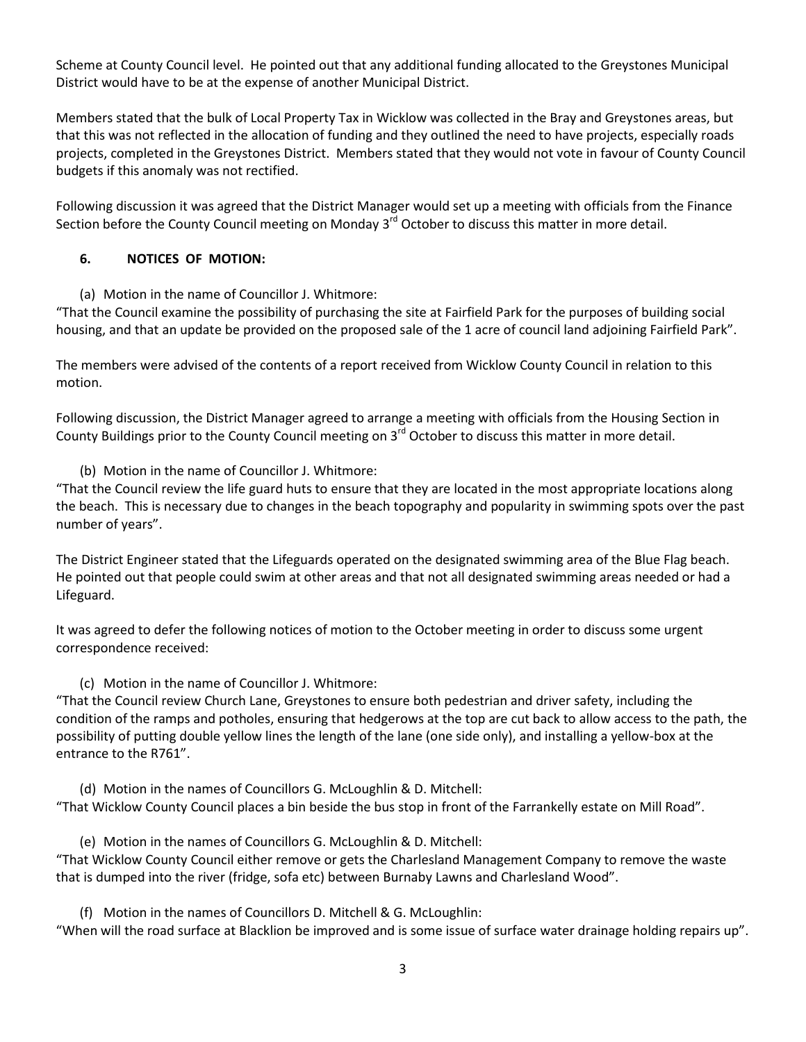Scheme at County Council level. He pointed out that any additional funding allocated to the Greystones Municipal District would have to be at the expense of another Municipal District.

Members stated that the bulk of Local Property Tax in Wicklow was collected in the Bray and Greystones areas, but that this was not reflected in the allocation of funding and they outlined the need to have projects, especially roads projects, completed in the Greystones District. Members stated that they would not vote in favour of County Council budgets if this anomaly was not rectified.

Following discussion it was agreed that the District Manager would set up a meeting with officials from the Finance Section before the County Council meeting on Monday 3rd October to discuss this matter in more detail.

## 6. NOTICES OF MOTION:

(a) Motion in the name of Councillor J. Whitmore:

"That the Council examine the possibility of purchasing the site at Fairfield Park for the purposes of building social housing, and that an update be provided on the proposed sale of the 1 acre of council land adjoining Fairfield Park".

The members were advised of the contents of a report received from Wicklow County Council in relation to this motion.

Following discussion, the District Manager agreed to arrange a meeting with officials from the Housing Section in County Buildings prior to the County Council meeting on 3rd October to discuss this matter in more detail.

(b) Motion in the name of Councillor J. Whitmore:

"That the Council review the life guard huts to ensure that they are located in the most appropriate locations along the beach. This is necessary due to changes in the beach topography and popularity in swimming spots over the past number of years".

The District Engineer stated that the Lifeguards operated on the designated swimming area of the Blue Flag beach. He pointed out that people could swim at other areas and that not all designated swimming areas needed or had a Lifeguard.

It was agreed to defer the following notices of motion to the October meeting in order to discuss some urgent correspondence received:

(c) Motion in the name of Councillor J. Whitmore:

"That the Council review Church Lane, Greystones to ensure both pedestrian and driver safety, including the condition of the ramps and potholes, ensuring that hedgerows at the top are cut back to allow access to the path, the possibility of putting double yellow lines the length of the lane (one side only), and installing a yellow-box at the entrance to the R761".

(d) Motion in the names of Councillors G. McLoughlin & D. Mitchell:

"That Wicklow County Council places a bin beside the bus stop in front of the Farrankelly estate on Mill Road".

(e) Motion in the names of Councillors G. McLoughlin & D. Mitchell:

"That Wicklow County Council either remove or gets the Charlesland Management Company to remove the waste that is dumped into the river (fridge, sofa etc) between Burnaby Lawns and Charlesland Wood".

(f) Motion in the names of Councillors D. Mitchell & G. McLoughlin:

"When will the road surface at Blacklion be improved and is some issue of surface water drainage holding repairs up".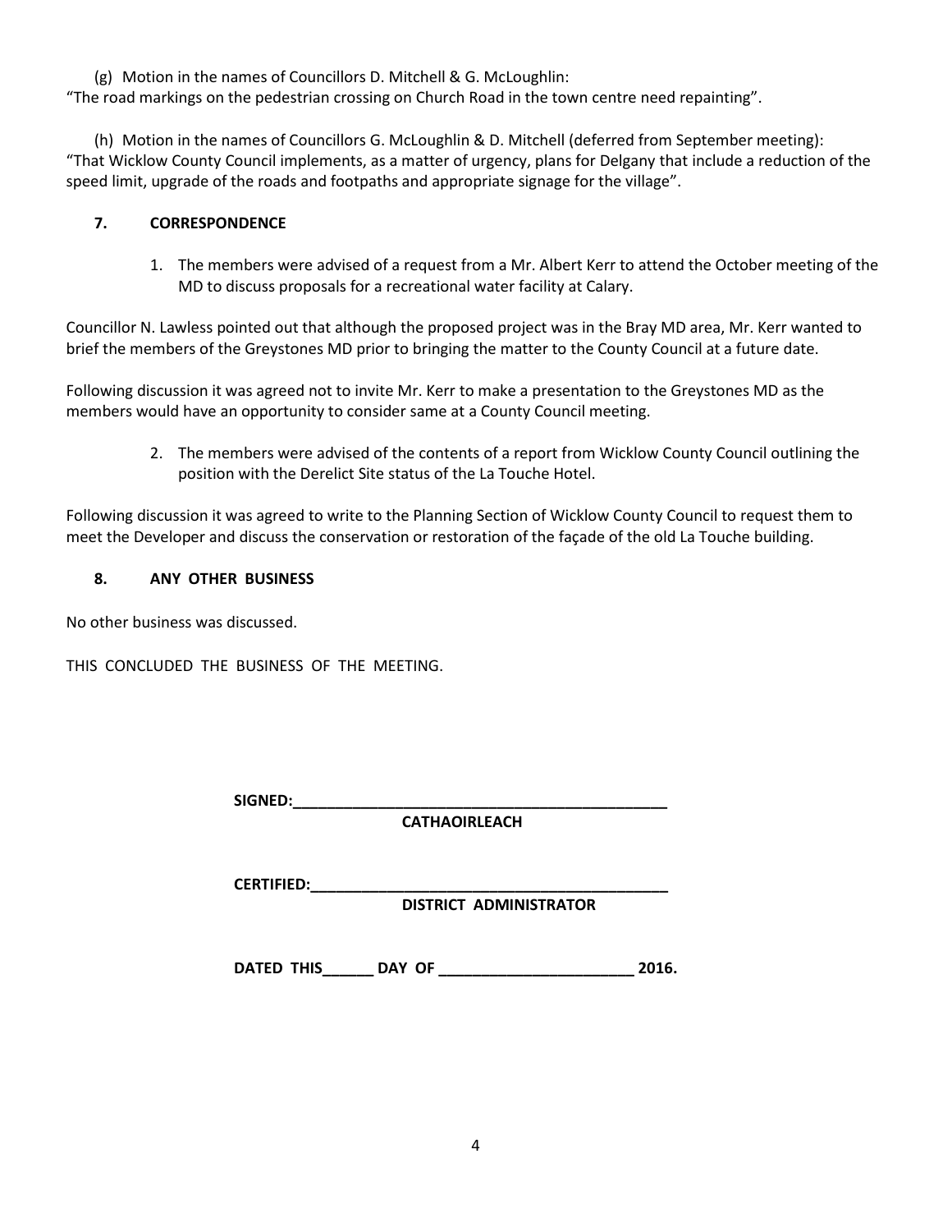(g) Motion in the names of Councillors D. Mitchell & G. McLoughlin:
"The road markings on the pedestrian crossing on Church Road in the town centre need repainting".

(h) Motion in the names of Councillors G. McLoughlin & D. Mitchell (deferred from September meeting):
"That Wicklow County Council implements, as a matter of urgency, plans for Delgany that include a reduction of the speed limit, upgrade of the roads and footpaths and appropriate signage for the village".

**7. CORRESPONDENCE**

1. The members were advised of a request from a Mr. Albert Kerr to attend the October meeting of the MD to discuss proposals for a recreational water facility at Calary.

Councillor N. Lawless pointed out that although the proposed project was in the Bray MD area, Mr. Kerr wanted to brief the members of the Greystones MD prior to bringing the matter to the County Council at a future date.

Following discussion it was agreed not to invite Mr. Kerr to make a presentation to the Greystones MD as the members would have an opportunity to consider same at a County Council meeting.

2. The members were advised of the contents of a report from Wicklow County Council outlining the position with the Derelict Site status of the La Touche Hotel.

Following discussion it was agreed to write to the Planning Section of Wicklow County Council to request them to meet the Developer and discuss the conservation or restoration of the façade of the old La Touche building.

**8. ANY OTHER BUSINESS**

No other business was discussed.

THIS CONCLUDED THE BUSINESS OF THE MEETING.

**SIGNED:_____________________________________________**
**CATHAOIRLEACH**

**CERTIFIED:___________________________________________**
**DISTRICT ADMINISTRATOR**

**DATED THIS______ DAY OF _______________________ 2016.**